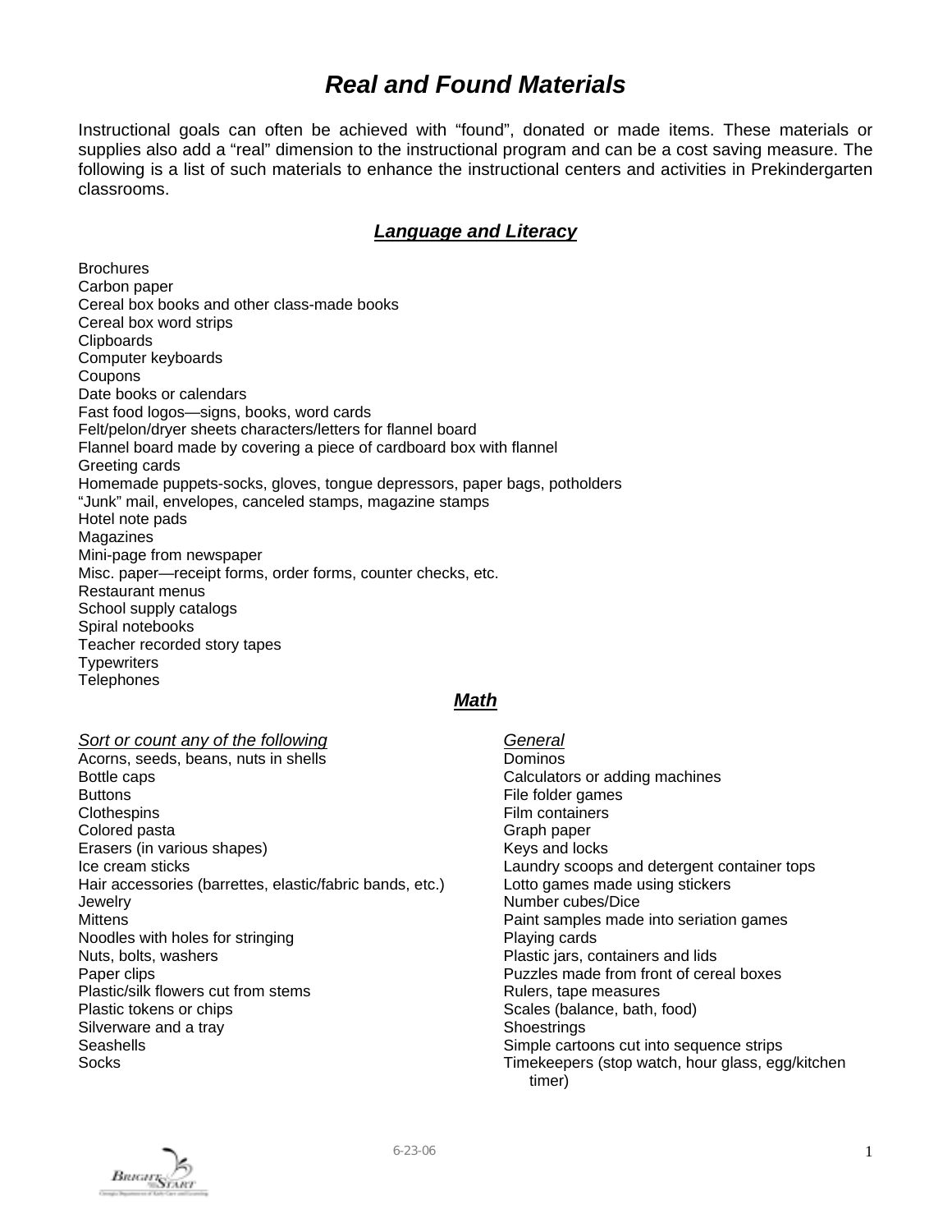# Real and Found Materials

Instructional goals can often be achieved with "found", donated or made items. These materials or supplies also add a "real" dimension to the instructional program and can be a cost saving measure. The following is a list of such materials to enhance the instructional centers and activities in Prekindergarten classrooms.

## *Language and Literacy*

Brochures
Carbon paper
Cereal box books and other class-made books
Cereal box word strips
Clipboards
Computer keyboards
Coupons
Date books or calendars
Fast food logos—signs, books, word cards
Felt/pelon/dryer sheets characters/letters for flannel board
Flannel board made by covering a piece of cardboard box with flannel
Greeting cards
Homemade puppets-socks, gloves, tongue depressors, paper bags, potholders
"Junk" mail, envelopes, canceled stamps, magazine stamps
Hotel note pads
Magazines
Mini-page from newspaper
Misc. paper—receipt forms, order forms, counter checks, etc.
Restaurant menus
School supply catalogs
Spiral notebooks
Teacher recorded story tapes
Typewriters
Telephones

## *Math*

### *Sort or count any of the following*

Acorns, seeds, beans, nuts in shells
Bottle caps
Buttons
Clothespins
Colored pasta
Erasers (in various shapes)
Ice cream sticks
Hair accessories (barrettes, elastic/fabric bands, etc.)
Jewelry
Mittens
Noodles with holes for stringing
Nuts, bolts, washers
Paper clips
Plastic/silk flowers cut from stems
Plastic tokens or chips
Silverware and a tray
Seashells
Socks

### *General*

Dominos
Calculators or adding machines
File folder games
Film containers
Graph paper
Keys and locks
Laundry scoops and detergent container tops
Lotto games made using stickers
Number cubes/Dice
Paint samples made into seriation games
Playing cards
Plastic jars, containers and lids
Puzzles made from front of cereal boxes
Rulers, tape measures
Scales (balance, bath, food)
Shoestrings
Simple cartoons cut into sequence strips
Timekeepers (stop watch, hour glass, egg/kitchen timer)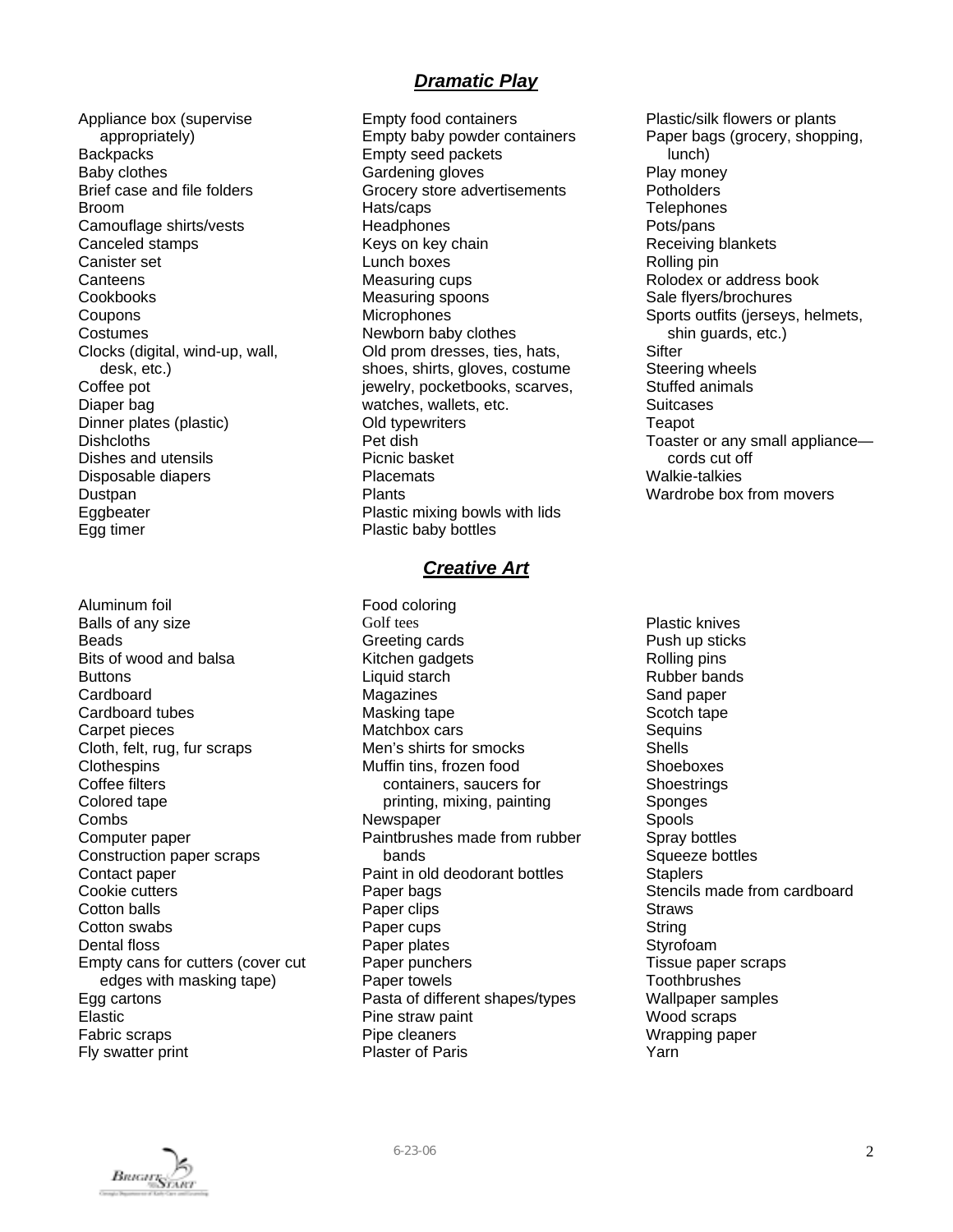## ***Dramatic Play***

- Appliance box (supervise appropriately)
- Backpacks
- Baby clothes
- Brief case and file folders
- Broom
- Camouflage shirts/vests
- Canceled stamps
- Canister set
- Canteens
- Cookbooks
- Coupons
- Costumes
- Clocks (digital, wind-up, wall, desk, etc.)
- Coffee pot
- Diaper bag
- Dinner plates (plastic)
- Dishcloths
- Dishes and utensils
- Disposable diapers
- Dustpan
- Eggbeater
- Egg timer
- Empty food containers
- Empty baby powder containers
- Empty seed packets
- Gardening gloves
- Grocery store advertisements
- Hats/caps
- Headphones
- Keys on key chain
- Lunch boxes
- Measuring cups
- Measuring spoons
- Microphones
- Newborn baby clothes
- Old prom dresses, ties, hats, shoes, shirts, gloves, costume jewelry, pocketbooks, scarves, watches, wallets, etc.
- Old typewriters
- Pet dish
- Picnic basket
- Placemats
- Plants
- Plastic mixing bowls with lids
- Plastic baby bottles
- Plastic/silk flowers or plants
- Paper bags (grocery, shopping, lunch)
- Play money
- Potholders
- Telephones
- Pots/pans
- Receiving blankets
- Rolling pin
- Rolodex or address book
- Sale flyers/brochures
- Sports outfits (jerseys, helmets, shin guards, etc.)
- Sifter
- Steering wheels
- Stuffed animals
- Suitcases
- Teapot
- Toaster or any small appliance—cords cut off
- Walkie-talkies
- Wardrobe box from movers

## ***Creative Art***

- Aluminum foil
- Balls of any size
- Beads
- Bits of wood and balsa
- Buttons
- Cardboard
- Cardboard tubes
- Carpet pieces
- Cloth, felt, rug, fur scraps
- Clothespins
- Coffee filters
- Colored tape
- Combs
- Computer paper
- Construction paper scraps
- Contact paper
- Cookie cutters
- Cotton balls
- Cotton swabs
- Dental floss
- Empty cans for cutters (cover cut edges with masking tape)
- Egg cartons
- Elastic
- Fabric scraps
- Fly swatter print
- Food coloring
- Golf tees
- Greeting cards
- Kitchen gadgets
- Liquid starch
- Magazines
- Masking tape
- Matchbox cars
- Men's shirts for smocks
- Muffin tins, frozen food containers, saucers for printing, mixing, painting
- Newspaper
- Paintbrushes made from rubber bands
- Paint in old deodorant bottles
- Paper bags
- Paper clips
- Paper cups
- Paper plates
- Paper punchers
- Paper towels
- Pasta of different shapes/types
- Pine straw paint
- Pipe cleaners
- Plaster of Paris
- Plastic knives
- Push up sticks
- Rolling pins
- Rubber bands
- Sand paper
- Scotch tape
- Sequins
- Shells
- Shoeboxes
- Shoestrings
- Sponges
- Spools
- Spray bottles
- Squeeze bottles
- Staplers
- Stencils made from cardboard
- Straws
- String
- Styrofoam
- Tissue paper scraps
- Toothbrushes
- Wallpaper samples
- Wood scraps
- Wrapping paper
- Yarn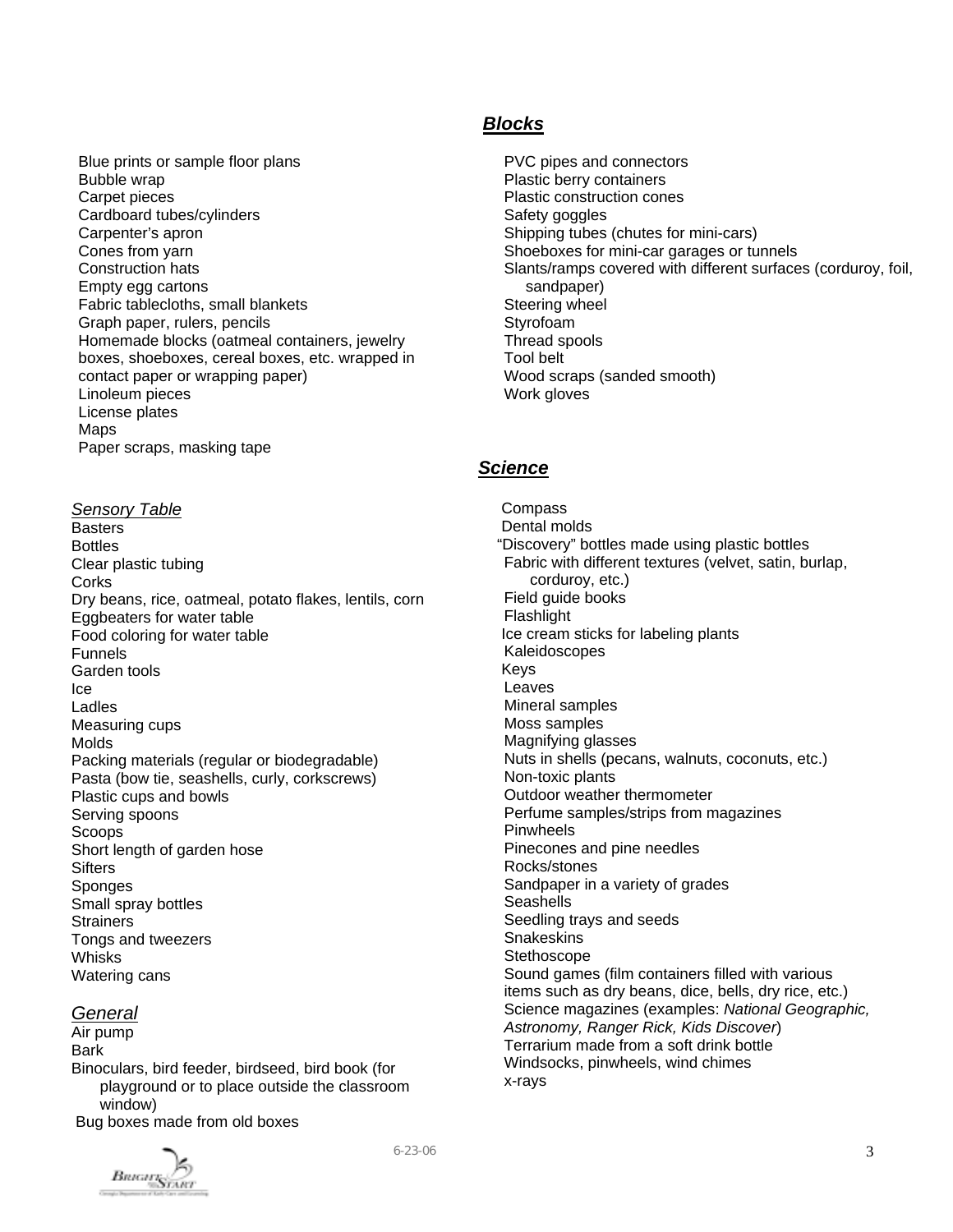Blue prints or sample floor plans
Bubble wrap
Carpet pieces
Cardboard tubes/cylinders
Carpenter's apron
Cones from yarn
Construction hats
Empty egg cartons
Fabric tablecloths, small blankets
Graph paper, rulers, pencils
Homemade blocks (oatmeal containers, jewelry boxes, shoeboxes, cereal boxes, etc. wrapped in contact paper or wrapping paper)
Linoleum pieces
License plates
Maps
Paper scraps, masking tape

*Sensory Table*

Basters
Bottles
Clear plastic tubing
Corks
Dry beans, rice, oatmeal, potato flakes, lentils, corn
Eggbeaters for water table
Food coloring for water table
Funnels
Garden tools
Ice
Ladles
Measuring cups
Molds
Packing materials (regular or biodegradable)
Pasta (bow tie, seashells, curly, corkscrews)
Plastic cups and bowls
Serving spoons
Scoops
Short length of garden hose
Sifters
Sponges
Small spray bottles
Strainers
Tongs and tweezers
Whisks
Watering cans

*General*

Air pump
Bark
Binoculars, bird feeder, birdseed, bird book (for playground or to place outside the classroom window)
Bug boxes made from old boxes

## ***Blocks***

PVC pipes and connectors
Plastic berry containers
Plastic construction cones
Safety goggles
Shipping tubes (chutes for mini-cars)
Shoeboxes for mini-car garages or tunnels
Slants/ramps covered with different surfaces (corduroy, foil, sandpaper)
Steering wheel
Styrofoam
Thread spools
Tool belt
Wood scraps (sanded smooth)
Work gloves

## ***Science***

Compass
Dental molds
"Discovery" bottles made using plastic bottles
Fabric with different textures (velvet, satin, burlap, corduroy, etc.)
Field guide books
Flashlight
Ice cream sticks for labeling plants
Kaleidoscopes
Keys
Leaves
Mineral samples
Moss samples
Magnifying glasses
Nuts in shells (pecans, walnuts, coconuts, etc.)
Non-toxic plants
Outdoor weather thermometer
Perfume samples/strips from magazines
Pinwheels
Pinecones and pine needles
Rocks/stones
Sandpaper in a variety of grades
Seashells
Seedling trays and seeds
Snakeskins
Stethoscope
Sound games (film containers filled with various items such as dry beans, dice, bells, dry rice, etc.)
Science magazines (examples: *National Geographic, Astronomy, Ranger Rick, Kids Discover*)
Terrarium made from a soft drink bottle
Windsocks, pinwheels, wind chimes
x-rays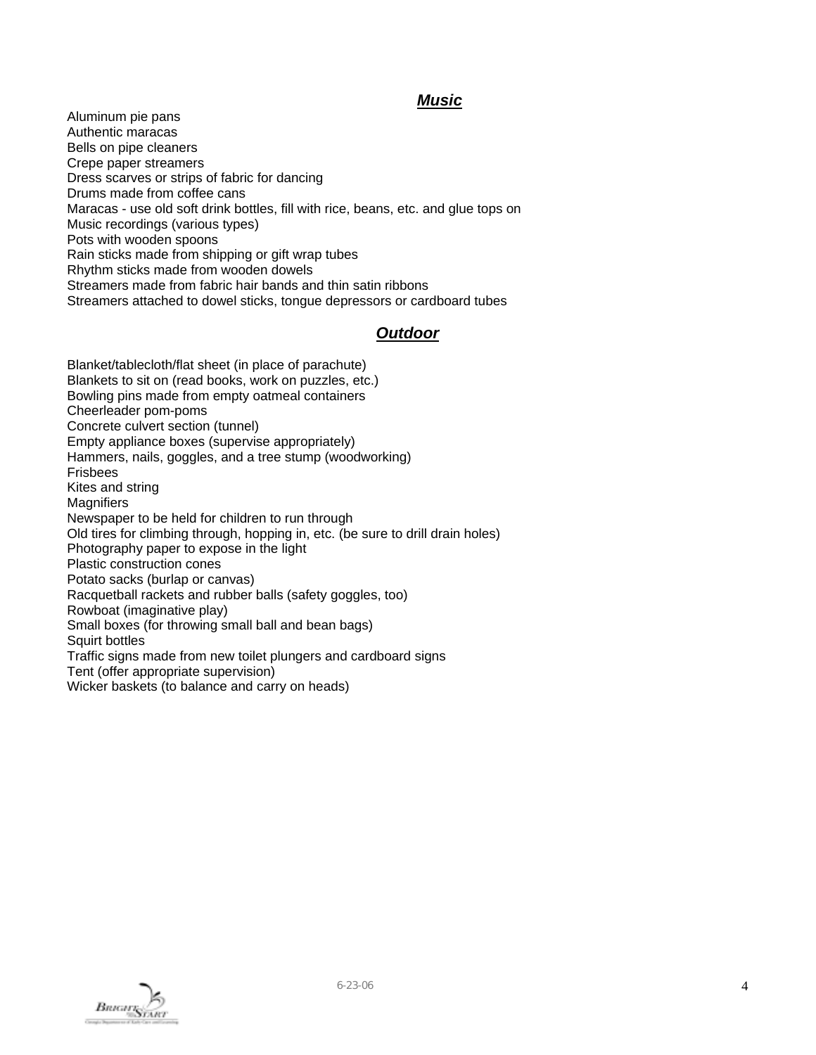## ***Music***

Aluminum pie pans
Authentic maracas
Bells on pipe cleaners
Crepe paper streamers
Dress scarves or strips of fabric for dancing
Drums made from coffee cans
Maracas - use old soft drink bottles, fill with rice, beans, etc. and glue tops on
Music recordings (various types)
Pots with wooden spoons
Rain sticks made from shipping or gift wrap tubes
Rhythm sticks made from wooden dowels
Streamers made from fabric hair bands and thin satin ribbons
Streamers attached to dowel sticks, tongue depressors or cardboard tubes

## ***Outdoor***

Blanket/tablecloth/flat sheet (in place of parachute)
Blankets to sit on (read books, work on puzzles, etc.)
Bowling pins made from empty oatmeal containers
Cheerleader pom-poms
Concrete culvert section (tunnel)
Empty appliance boxes (supervise appropriately)
Hammers, nails, goggles, and a tree stump (woodworking)
Frisbees
Kites and string
Magnifiers
Newspaper to be held for children to run through
Old tires for climbing through, hopping in, etc. (be sure to drill drain holes)
Photography paper to expose in the light
Plastic construction cones
Potato sacks (burlap or canvas)
Racquetball rackets and rubber balls (safety goggles, too)
Rowboat (imaginative play)
Small boxes (for throwing small ball and bean bags)
Squirt bottles
Traffic signs made from new toilet plungers and cardboard signs
Tent (offer appropriate supervision)
Wicker baskets (to balance and carry on heads)